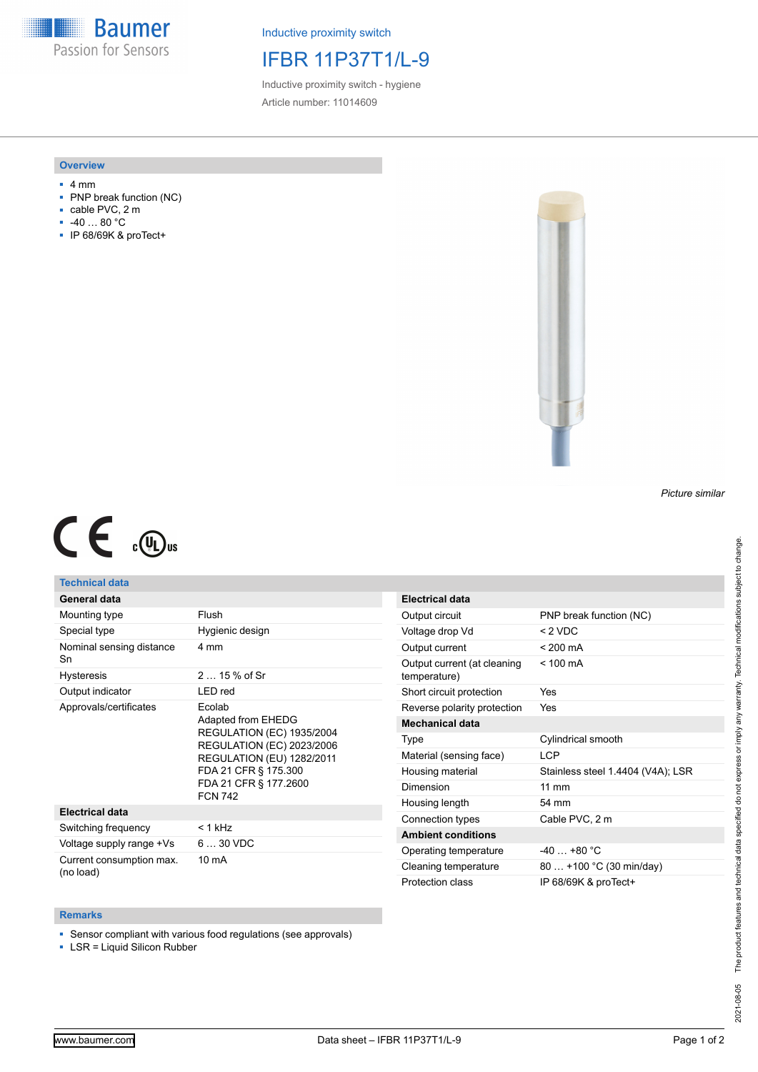Inductive proximity switch

# IFBR 11P37T1/L-9

Inductive proximity switch - hygiene

Article number: 11014609

## Overview

- 4 mm
- PNP break function (NC)
- cable PVC, 2 m
- -40 … 80 °C
- IP 68/69K & proTect+

*Picture similar*

## Technical data

| General data | |
|---|---|
| Mounting type | Flush |
| Special type | Hygienic design |
| Nominal sensing distance Sn | 4 mm |
| Hysteresis | 2 … 15 % of Sr |
| Output indicator | LED red |
| Approvals/certificates | Ecolab<br>Adapted from EHEDG<br>REGULATION (EC) 1935/2004<br>REGULATION (EC) 2023/2006<br>REGULATION (EU) 1282/2011<br>FDA 21 CFR § 175.300<br>FDA 21 CFR § 177.2600<br>FCN 742 |
| **Electrical data** | |
| Switching frequency | < 1 kHz |
| Voltage supply range +Vs | 6 … 30 VDC |
| Current consumption max. (no load) | 10 mA |

| Electrical data | |
|---|---|
| Output circuit | PNP break function (NC) |
| Voltage drop Vd | < 2 VDC |
| Output current | < 200 mA |
| Output current (at cleaning temperature) | < 100 mA |
| Short circuit protection | Yes |
| Reverse polarity protection | Yes |
| **Mechanical data** | |
| Type | Cylindrical smooth |
| Material (sensing face) | LCP |
| Housing material | Stainless steel 1.4404 (V4A); LSR |
| Dimension | 11 mm |
| Housing length | 54 mm |
| Connection types | Cable PVC, 2 m |
| **Ambient conditions** | |
| Operating temperature | -40 … +80 °C |
| Cleaning temperature | 80 … +100 °C (30 min/day) |
| Protection class | IP 68/69K & proTect+ |

## Remarks

- Sensor compliant with various food regulations (see approvals)
- LSR = Liquid Silicon Rubber

2021-08-05 The product features and technical data specified do not express or imply any warranty. Technical modifications subject to change.

www.baumer.com — Data sheet – IFBR 11P37T1/L-9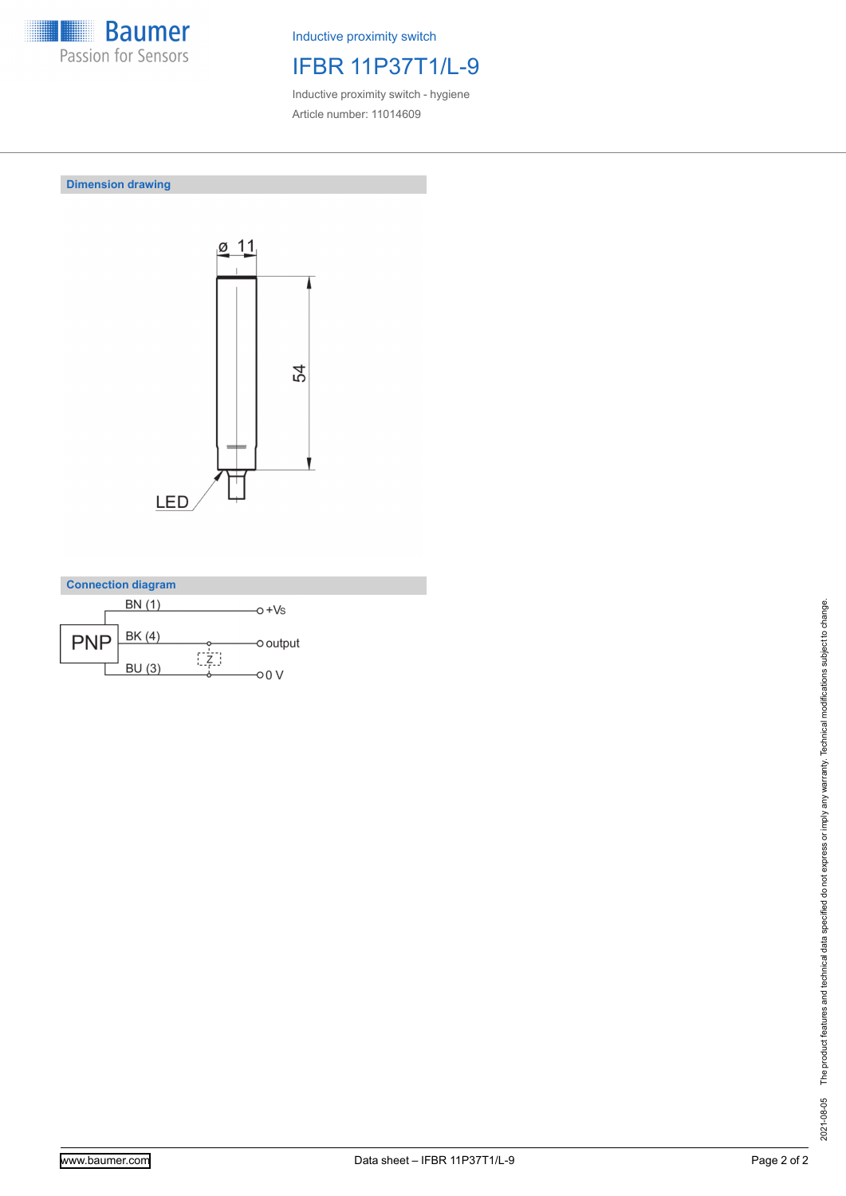Inductive proximity switch

# IFBR 11P37T1/L-9

Inductive proximity switch - hygiene

Article number: 11014609

## Dimension drawing

ø 11

54

LED

## Connection diagram

PNP

BN (1) +Vs

BK (4) output

Z

BU (3) 0 V

2021-08-05 The product features and technical data specified do not express or imply any warranty. Technical modifications subject to change.